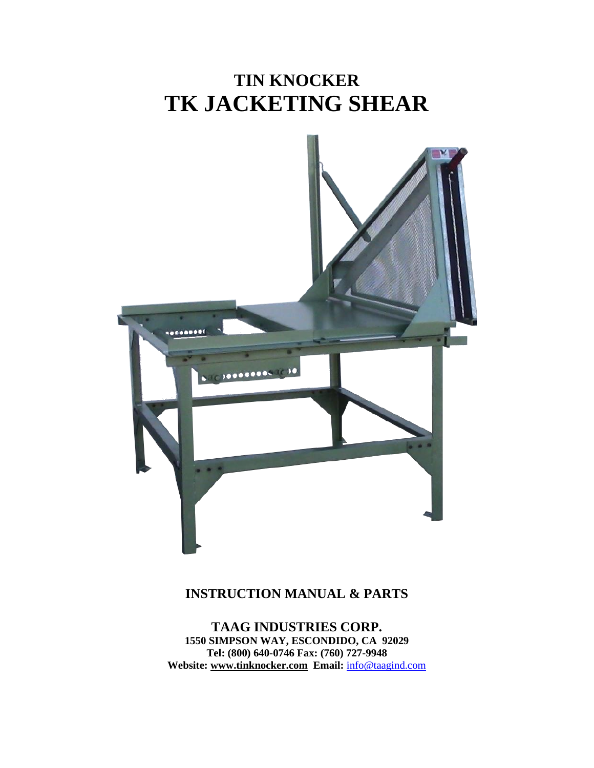# TIN KNOCKER

# TK JACKETING SHEAR

**INSTRUCTION MANUAL & PARTS**

**TAAG INDUSTRIES CORP.**
**1550 SIMPSON WAY, ESCONDIDO, CA 92029**
**Tel: (800) 640-0746 Fax: (760) 727-9948**
**Website: www.tinknocker.com Email:** info@taagind.com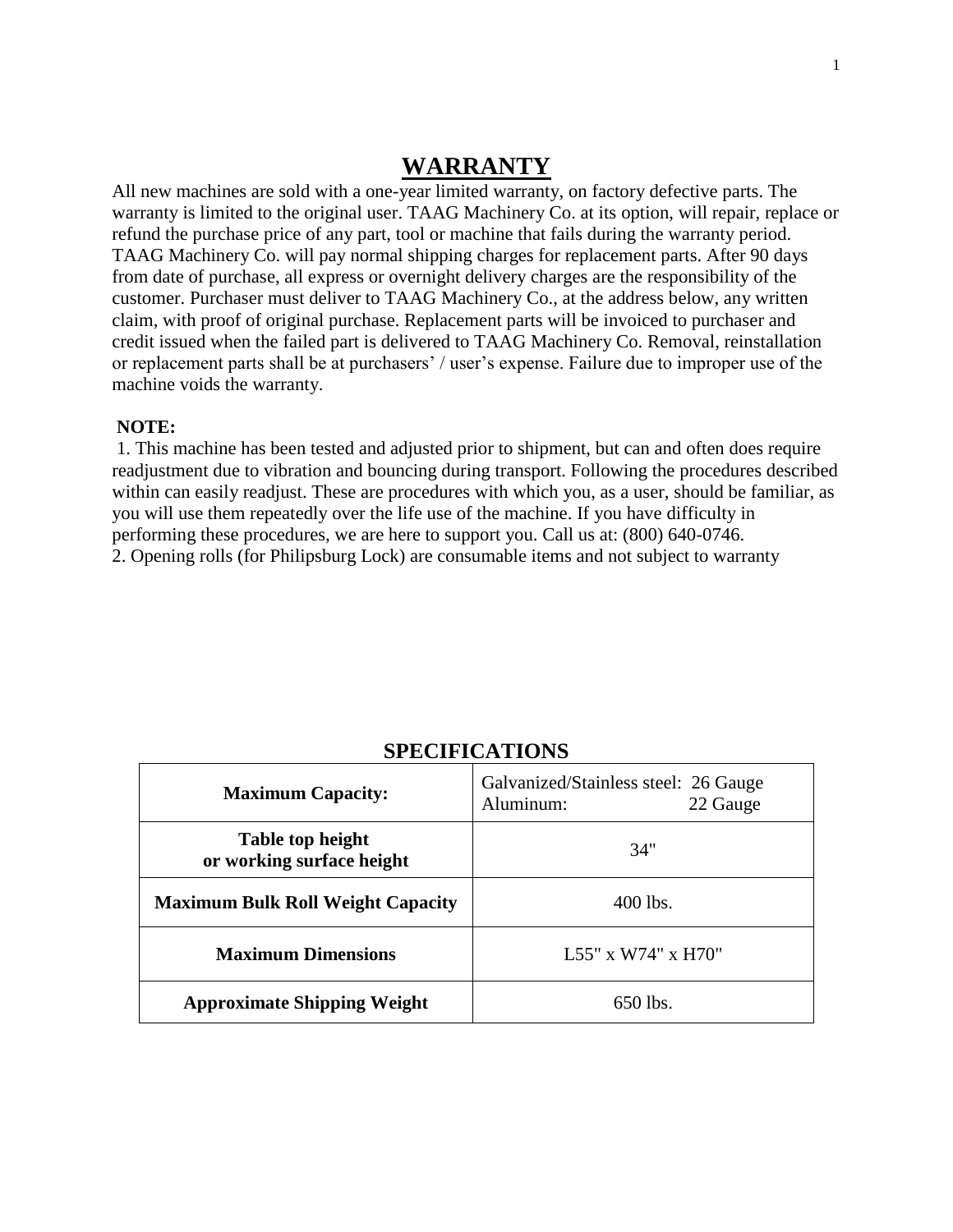# WARRANTY

All new machines are sold with a one-year limited warranty, on factory defective parts. The warranty is limited to the original user. TAAG Machinery Co. at its option, will repair, replace or refund the purchase price of any part, tool or machine that fails during the warranty period. TAAG Machinery Co. will pay normal shipping charges for replacement parts. After 90 days from date of purchase, all express or overnight delivery charges are the responsibility of the customer. Purchaser must deliver to TAAG Machinery Co., at the address below, any written claim, with proof of original purchase. Replacement parts will be invoiced to purchaser and credit issued when the failed part is delivered to TAAG Machinery Co. Removal, reinstallation or replacement parts shall be at purchasers' / user's expense. Failure due to improper use of the machine voids the warranty.

**NOTE:**

1. This machine has been tested and adjusted prior to shipment, but can and often does require readjustment due to vibration and bouncing during transport. Following the procedures described within can easily readjust. These are procedures with which you, as a user, should be familiar, as you will use them repeatedly over the life use of the machine. If you have difficulty in performing these procedures, we are here to support you. Call us at: (800) 640-0746.
2. Opening rolls (for Philipsburg Lock) are consumable items and not subject to warranty

## SPECIFICATIONS

| | |
|---|---|
| **Maximum Capacity:** | Galvanized/Stainless steel: 26 Gauge<br>Aluminum: 22 Gauge |
| **Table top height or working surface height** | 34" |
| **Maximum Bulk Roll Weight Capacity** | 400 lbs. |
| **Maximum Dimensions** | L55" x W74" x H70" |
| **Approximate Shipping Weight** | 650 lbs. |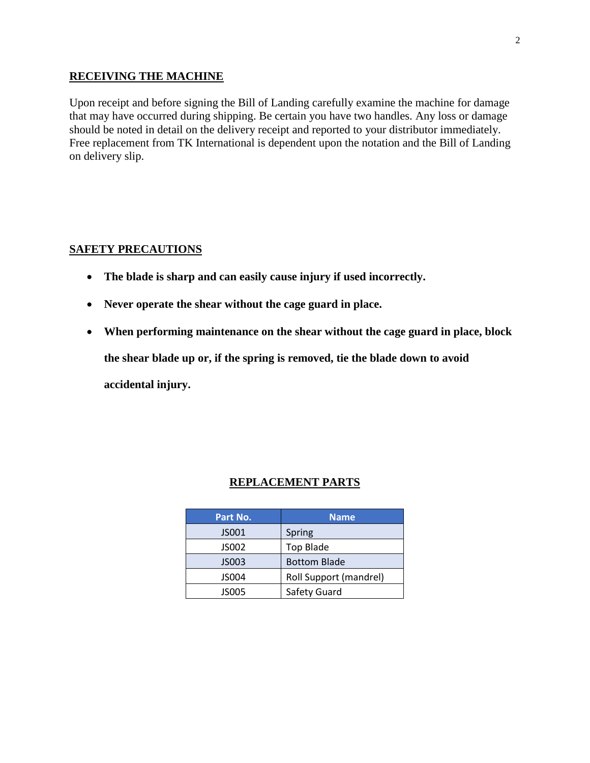## RECEIVING THE MACHINE

Upon receipt and before signing the Bill of Landing carefully examine the machine for damage that may have occurred during shipping. Be certain you have two handles. Any loss or damage should be noted in detail on the delivery receipt and reported to your distributor immediately. Free replacement from TK International is dependent upon the notation and the Bill of Landing on delivery slip.

## SAFETY PRECAUTIONS

- **The blade is sharp and can easily cause injury if used incorrectly.**
- **Never operate the shear without the cage guard in place.**
- **When performing maintenance on the shear without the cage guard in place, block the shear blade up or, if the spring is removed, tie the blade down to avoid accidental injury.**

## REPLACEMENT PARTS

| Part No. | Name |
|---|---|
| JS001 | Spring |
| JS002 | Top Blade |
| JS003 | Bottom Blade |
| JS004 | Roll Support (mandrel) |
| JS005 | Safety Guard |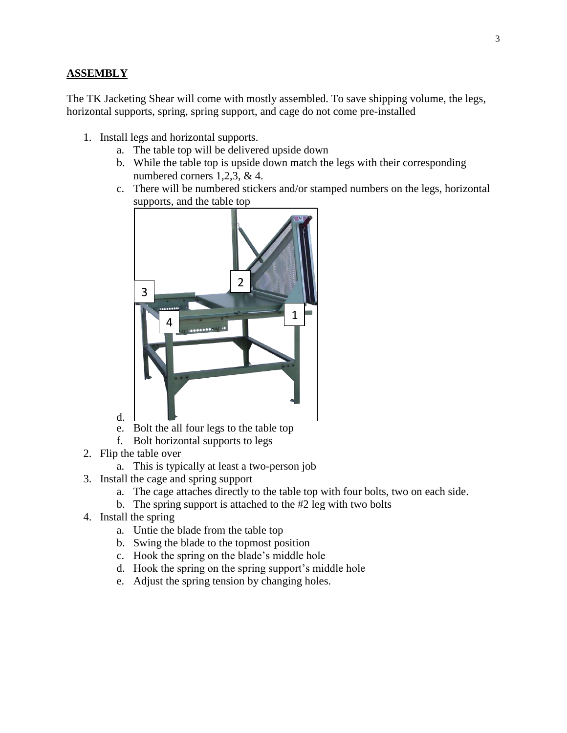## ASSEMBLY

The TK Jacketing Shear will come with mostly assembled. To save shipping volume, the legs, horizontal supports, spring, spring support, and cage do not come pre-installed

1. Install legs and horizontal supports.
    a. The table top will be delivered upside down
    b. While the table top is upside down match the legs with their corresponding numbered corners 1,2,3, & 4.
    c. There will be numbered stickers and/or stamped numbers on the legs, horizontal supports, and the table top
    d. 
    e. Bolt the all four legs to the table top
    f. Bolt horizontal supports to legs
2. Flip the table over
    a. This is typically at least a two-person job
3. Install the cage and spring support
    a. The cage attaches directly to the table top with four bolts, two on each side.
    b. The spring support is attached to the #2 leg with two bolts
4. Install the spring
    a. Untie the blade from the table top
    b. Swing the blade to the topmost position
    c. Hook the spring on the blade's middle hole
    d. Hook the spring on the spring support's middle hole
    e. Adjust the spring tension by changing holes.